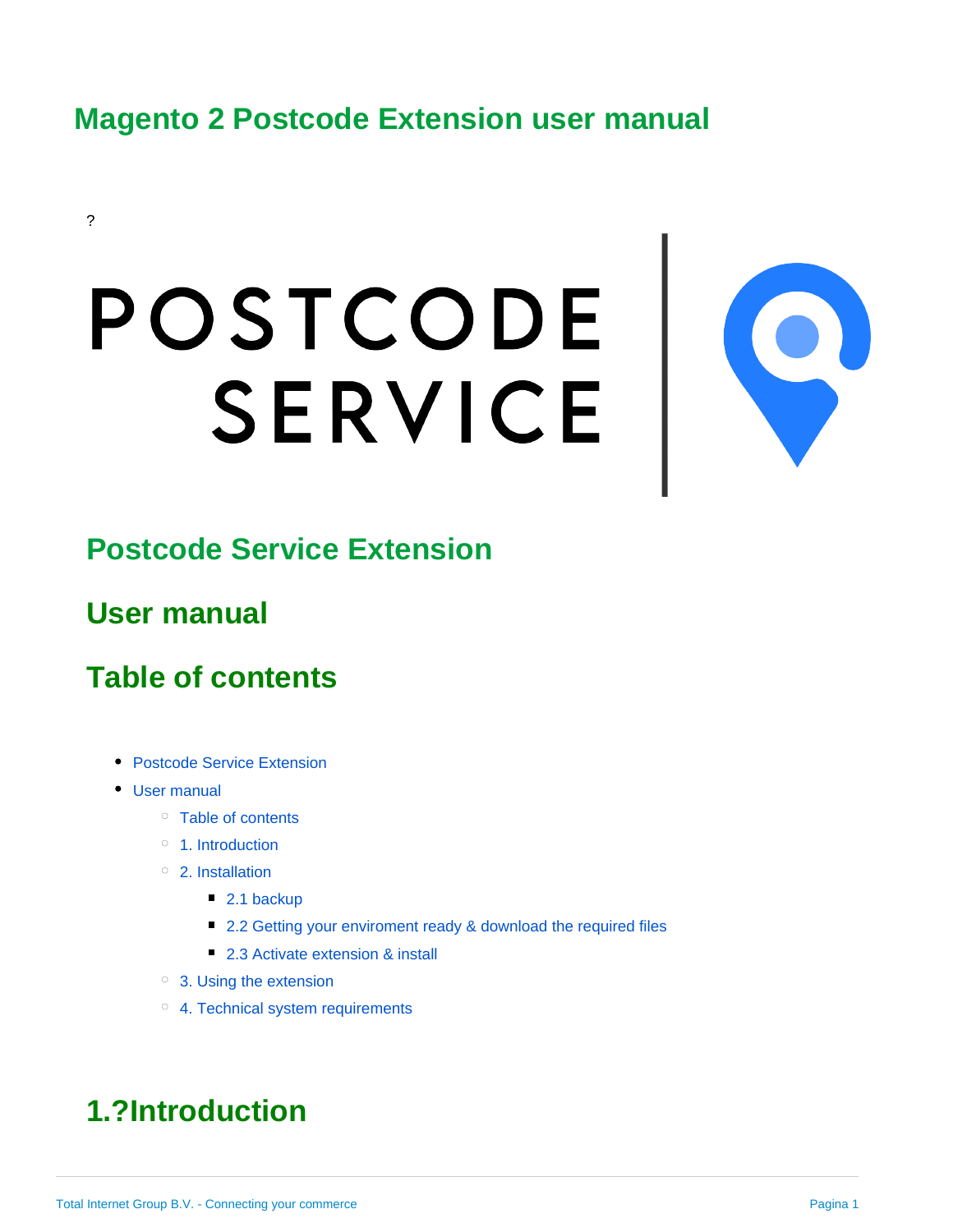# Magento 2 Postcode Extension user manual

?

## Postcode Service Extension

## User manual

## Table of contents

- Postcode Service Extension
- User manual
  - Table of contents
  - 1. Introduction
  - 2. Installation
    - 2.1 backup
    - 2.2 Getting your enviroment ready & download the required files
    - 2.3 Activate extension & install
  - 3. Using the extension
  - 4. Technical system requirements

## 1.?Introduction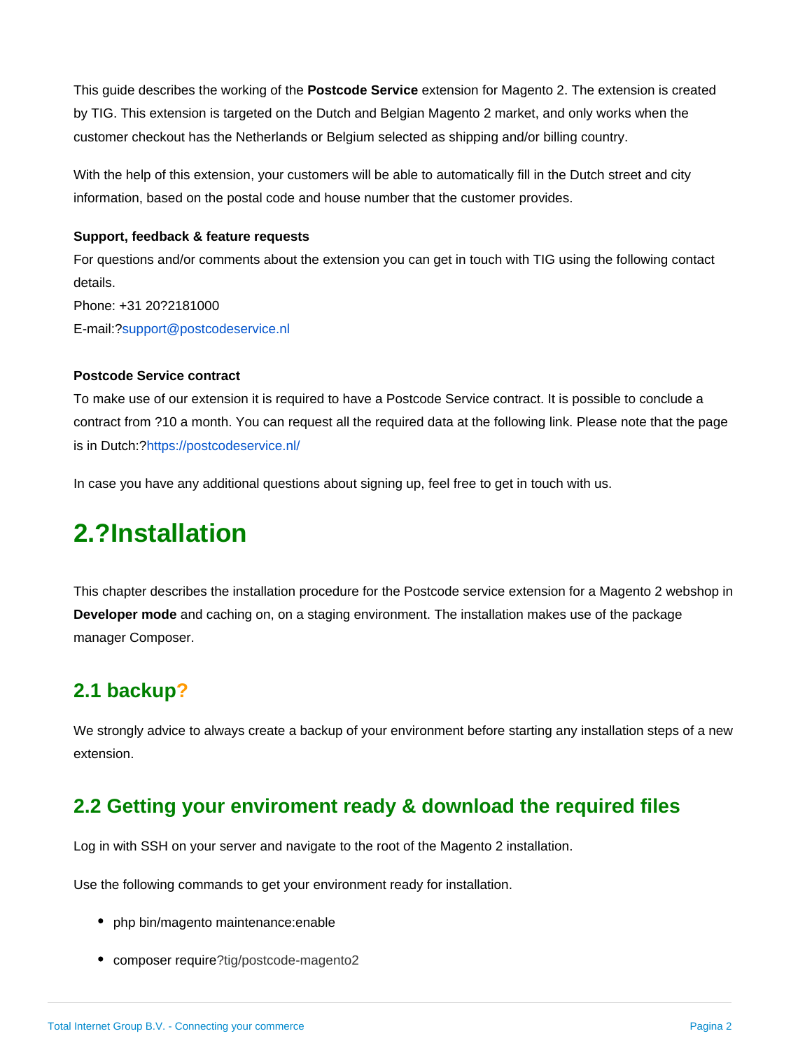This guide describes the working of the **Postcode Service** extension for Magento 2. The extension is created by TIG. This extension is targeted on the Dutch and Belgian Magento 2 market, and only works when the customer checkout has the Netherlands or Belgium selected as shipping and/or billing country.

With the help of this extension, your customers will be able to automatically fill in the Dutch street and city information, based on the postal code and house number that the customer provides.

**Support, feedback & feature requests**
For questions and/or comments about the extension you can get in touch with TIG using the following contact details.
Phone: +31 20?2181000
E-mail:?support@postcodeservice.nl

**Postcode Service contract**
To make use of our extension it is required to have a Postcode Service contract. It is possible to conclude a contract from ?10 a month. You can request all the required data at the following link. Please note that the page is in Dutch:?https://postcodeservice.nl/

In case you have any additional questions about signing up, feel free to get in touch with us.

# 2.?Installation

This chapter describes the installation procedure for the Postcode service extension for a Magento 2 webshop in **Developer mode** and caching on, on a staging environment. The installation makes use of the package manager Composer.

## 2.1 backup?

We strongly advice to always create a backup of your environment before starting any installation steps of a new extension.

## 2.2 Getting your enviroment ready & download the required files

Log in with SSH on your server and navigate to the root of the Magento 2 installation.

Use the following commands to get your environment ready for installation.

- php bin/magento maintenance:enable
- composer require?tig/postcode-magento2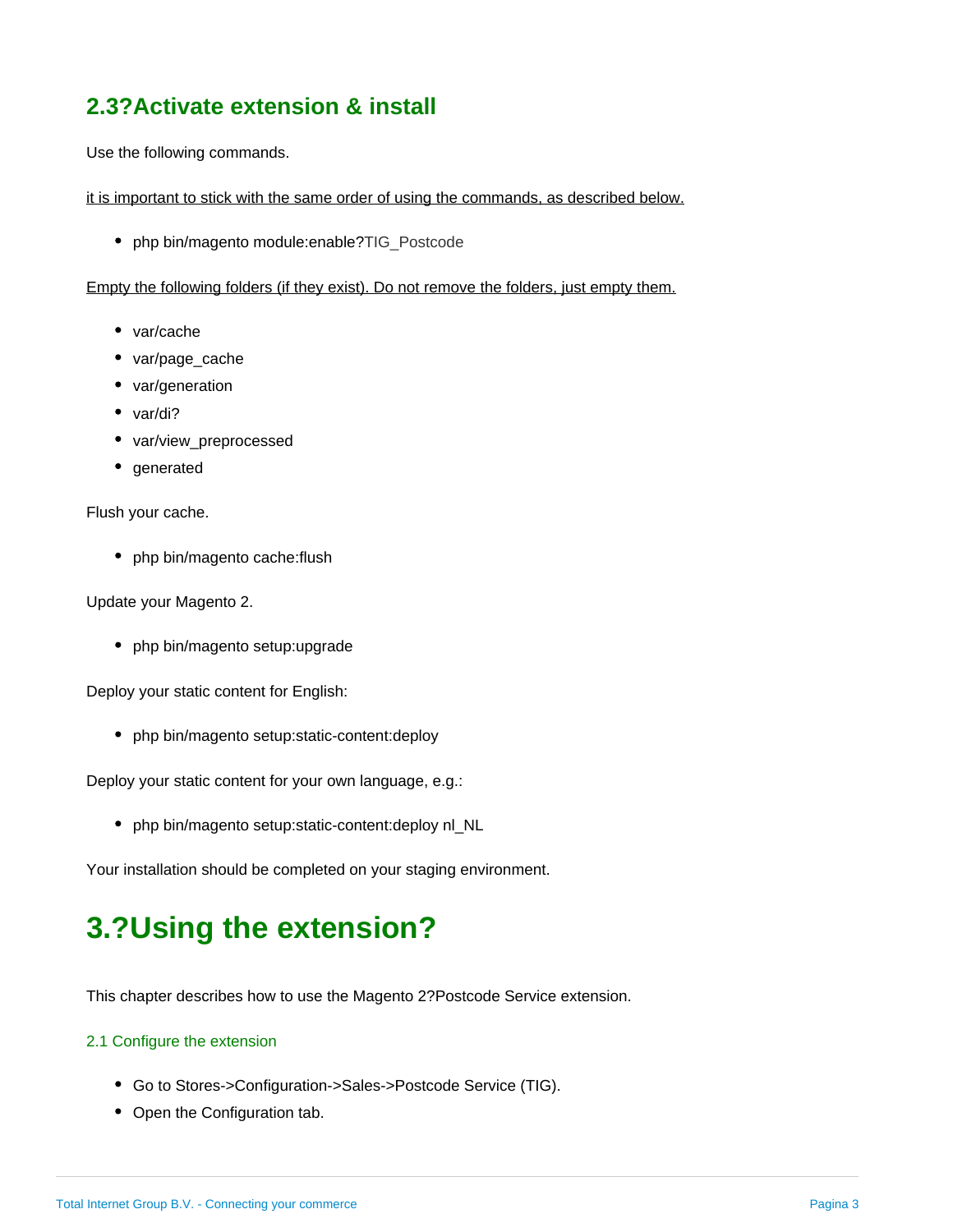## 2.3?Activate extension & install

Use the following commands.

<u>it is important to stick with the same order of using the commands, as described below.</u>

- php bin/magento module:enable?TIG_Postcode

<u>Empty the following folders (if they exist). Do not remove the folders, just empty them.</u>

- var/cache
- var/page_cache
- var/generation
- var/di?
- var/view_preprocessed
- generated

Flush your cache.

- php bin/magento cache:flush

Update your Magento 2.

- php bin/magento setup:upgrade

Deploy your static content for English:

- php bin/magento setup:static-content:deploy

Deploy your static content for your own language, e.g.:

- php bin/magento setup:static-content:deploy nl_NL

Your installation should be completed on your staging environment.

# 3.?Using the extension?

This chapter describes how to use the Magento 2?Postcode Service extension.

### 2.1 Configure the extension

- Go to Stores->Configuration->Sales->Postcode Service (TIG).
- Open the Configuration tab.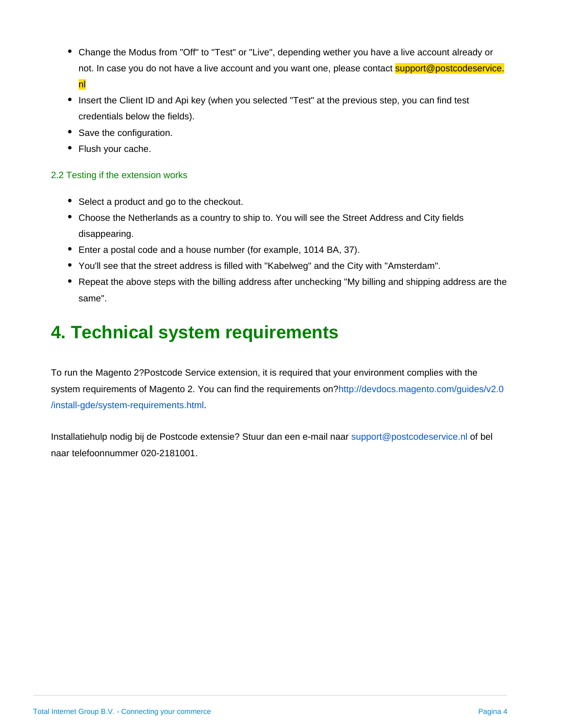- Change the Modus from "Off" to "Test" or "Live", depending wether you have a live account already or not. In case you do not have a live account and you want one, please contact support@postcodeservice.nl
- Insert the Client ID and Api key (when you selected "Test" at the previous step, you can find test credentials below the fields).
- Save the configuration.
- Flush your cache.

### 2.2 Testing if the extension works

- Select a product and go to the checkout.
- Choose the Netherlands as a country to ship to. You will see the Street Address and City fields disappearing.
- Enter a postal code and a house number (for example, 1014 BA, 37).
- You'll see that the street address is filled with "Kabelweg" and the City with "Amsterdam".
- Repeat the above steps with the billing address after unchecking "My billing and shipping address are the same".

# 4. Technical system requirements

To run the Magento 2?Postcode Service extension, it is required that your environment complies with the system requirements of Magento 2. You can find the requirements on?http://devdocs.magento.com/guides/v2.0/install-gde/system-requirements.html.

Installatiehulp nodig bij de Postcode extensie? Stuur dan een e-mail naar support@postcodeservice.nl of bel naar telefoonnummer 020-2181001.